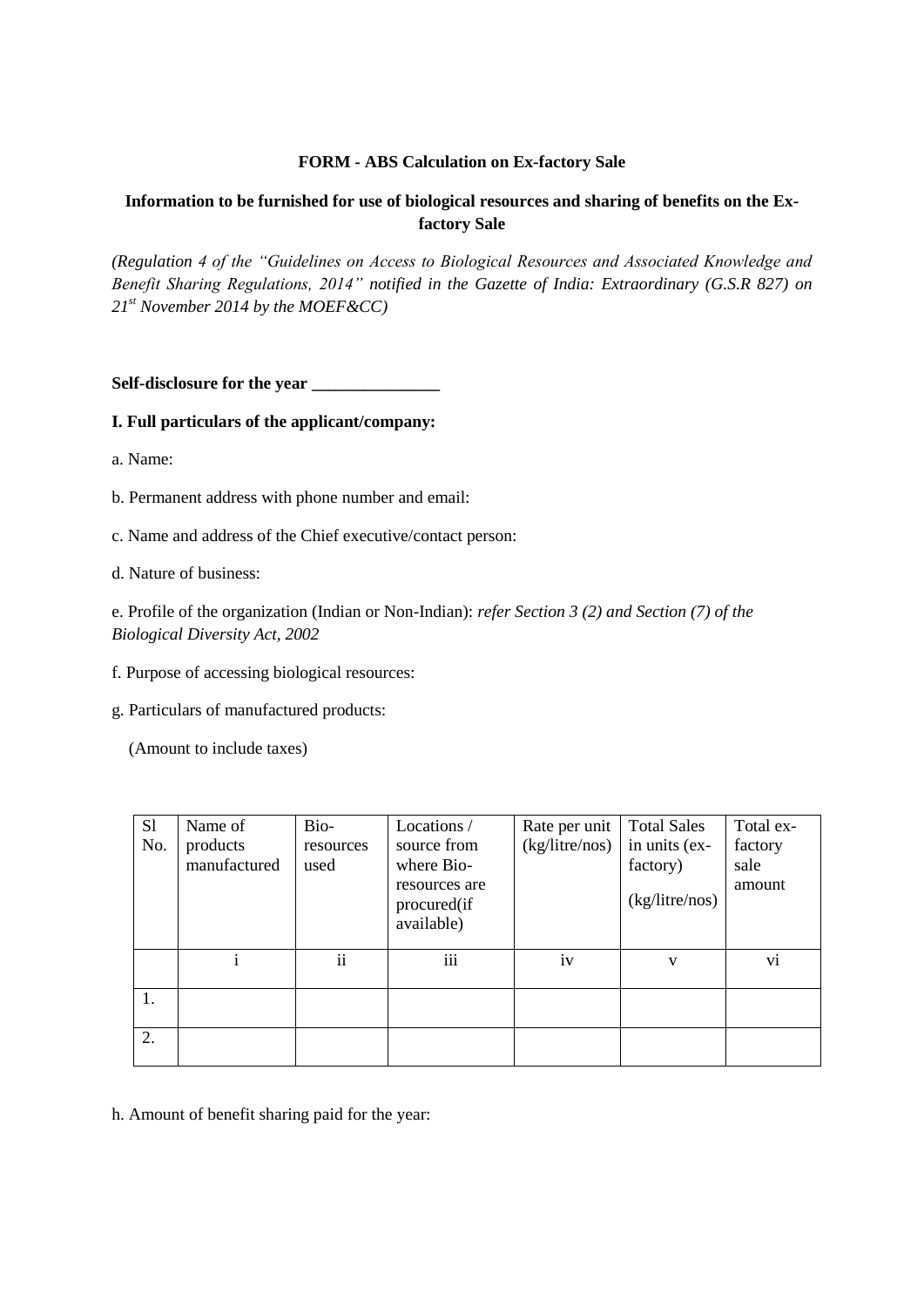**FORM - ABS Calculation on Ex-factory Sale**

**Information to be furnished for use of biological resources and sharing of benefits on the Ex-factory Sale**

*(Regulation 4 of the "Guidelines on Access to Biological Resources and Associated Knowledge and Benefit Sharing Regulations, 2014" notified in the Gazette of India: Extraordinary (G.S.R 827) on 21st November 2014 by the MOEF&CC)*

**Self-disclosure for the year _______________**

**I. Full particulars of the applicant/company:**

a. Name:

b. Permanent address with phone number and email:

c. Name and address of the Chief executive/contact person:

d. Nature of business:

e. Profile of the organization (Indian or Non-Indian): *refer Section 3 (2) and Section (7) of the Biological Diversity Act, 2002*

f. Purpose of accessing biological resources:

g. Particulars of manufactured products:

(Amount to include taxes)

| Sl No. | Name of products manufactured | Bio-resources used | Locations / source from where Bio-resources are procured(if available) | Rate per unit (kg/litre/nos) | Total Sales in units (ex-factory) (kg/litre/nos) | Total ex-factory sale amount |
|---|---|---|---|---|---|---|
| | i | ii | iii | iv | v | vi |
| 1. | | | | | | |
| 2. | | | | | | |

h. Amount of benefit sharing paid for the year: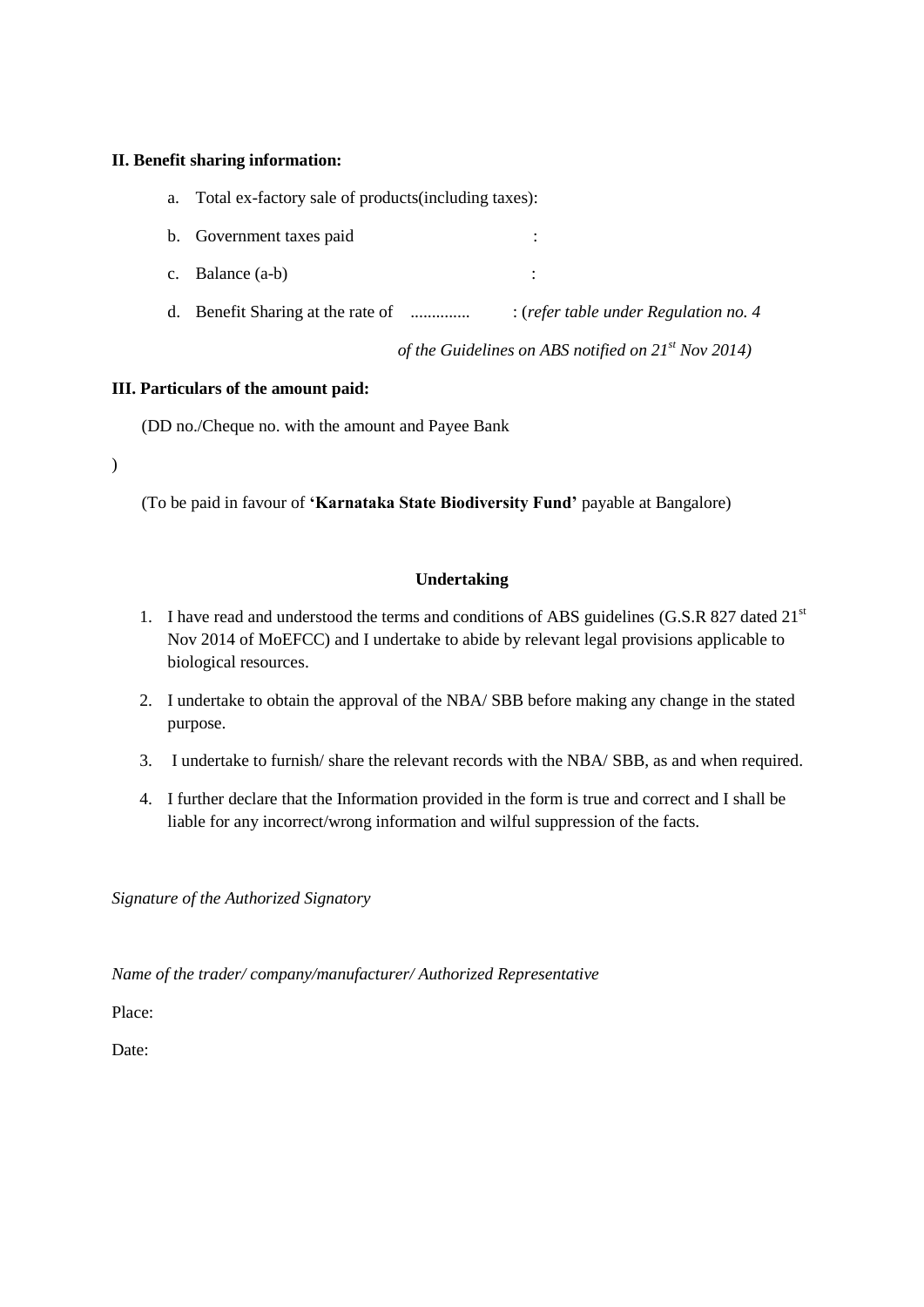**II. Benefit sharing information:**

a. Total ex-factory sale of products(including taxes):

b. Government taxes paid :

c. Balance (a-b) :

d. Benefit Sharing at the rate of ............. : (*refer table under Regulation no. 4 of the Guidelines on ABS notified on 21st Nov 2014)*

**III. Particulars of the amount paid:**

(DD no./Cheque no. with the amount and Payee Bank

)

(To be paid in favour of **'Karnataka State Biodiversity Fund'** payable at Bangalore)

**Undertaking**

1. I have read and understood the terms and conditions of ABS guidelines (G.S.R 827 dated 21st Nov 2014 of MoEFCC) and I undertake to abide by relevant legal provisions applicable to biological resources.
2. I undertake to obtain the approval of the NBA/ SBB before making any change in the stated purpose.
3. I undertake to furnish/ share the relevant records with the NBA/ SBB, as and when required.
4. I further declare that the Information provided in the form is true and correct and I shall be liable for any incorrect/wrong information and wilful suppression of the facts.

*Signature of the Authorized Signatory*

*Name of the trader/ company/manufacturer/ Authorized Representative*

Place:

Date: